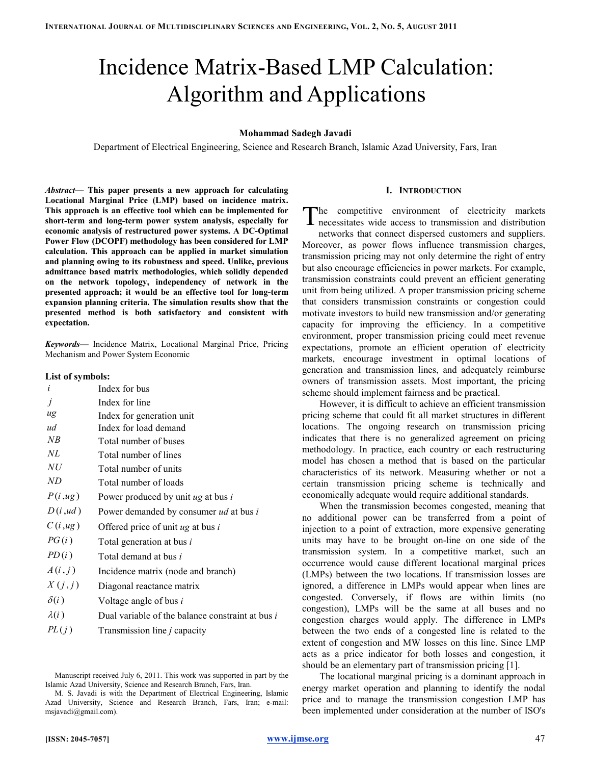# Incidence Matrix-Based LMP Calculation: Algorithm and Applications

**Mohammad Sadegh Javadi**

Department of Electrical Engineering, Science and Research Branch, Islamic Azad University, Fars, Iran

***Abstract*— This paper presents a new approach for calculating Locational Marginal Price (LMP) based on incidence matrix. This approach is an effective tool which can be implemented for short-term and long-term power system analysis, especially for economic analysis of restructured power systems. A DC-Optimal Power Flow (DCOPF) methodology has been considered for LMP calculation. This approach can be applied in market simulation and planning owing to its robustness and speed. Unlike, previous admittance based matrix methodologies, which solidly depended on the network topology, independency of network in the presented approach; it would be an effective tool for long-term expansion planning criteria. The simulation results show that the presented method is both satisfactory and consistent with expectation.**

***Keywords*—** Incidence Matrix, Locational Marginal Price, Pricing Mechanism and Power System Economic

**List of symbols:**

| | |
|---|---|
| $i$ | Index for bus |
| $j$ | Index for line |
| $ug$ | Index for generation unit |
| $ud$ | Index for load demand |
| $NB$ | Total number of buses |
| $NL$ | Total number of lines |
| $NU$ | Total number of units |
| $ND$ | Total number of loads |
| $P(i,ug)$ | Power produced by unit $ug$ at bus $i$ |
| $D(i,ud)$ | Power demanded by consumer $ud$ at bus $i$ |
| $C(i,ug)$ | Offered price of unit $ug$ at bus $i$ |
| $PG(i)$ | Total generation at bus $i$ |
| $PD(i)$ | Total demand at bus $i$ |
| $A(i,j)$ | Incidence matrix (node and branch) |
| $X(j,j)$ | Diagonal reactance matrix |
| $\delta(i)$ | Voltage angle of bus $i$ |
| $\lambda(i)$ | Dual variable of the balance constraint at bus $i$ |
| $PL(j)$ | Transmission line $j$ capacity |

Manuscript received July 6, 2011. This work was supported in part by the Islamic Azad University, Science and Research Branch, Fars, Iran.

M. S. Javadi is with the Department of Electrical Engineering, Islamic Azad University, Science and Research Branch, Fars, Iran; e-mail: msjavadi@gmail.com).

## I. Introduction

The competitive environment of electricity markets necessitates wide access to transmission and distribution networks that connect dispersed customers and suppliers. Moreover, as power flows influence transmission charges, transmission pricing may not only determine the right of entry but also encourage efficiencies in power markets. For example, transmission constraints could prevent an efficient generating unit from being utilized. A proper transmission pricing scheme that considers transmission constraints or congestion could motivate investors to build new transmission and/or generating capacity for improving the efficiency. In a competitive environment, proper transmission pricing could meet revenue expectations, promote an efficient operation of electricity markets, encourage investment in optimal locations of generation and transmission lines, and adequately reimburse owners of transmission assets. Most important, the pricing scheme should implement fairness and be practical.

However, it is difficult to achieve an efficient transmission pricing scheme that could fit all market structures in different locations. The ongoing research on transmission pricing indicates that there is no generalized agreement on pricing methodology. In practice, each country or each restructuring model has chosen a method that is based on the particular characteristics of its network. Measuring whether or not a certain transmission pricing scheme is technically and economically adequate would require additional standards.

When the transmission becomes congested, meaning that no additional power can be transferred from a point of injection to a point of extraction, more expensive generating units may have to be brought on-line on one side of the transmission system. In a competitive market, such an occurrence would cause different locational marginal prices (LMPs) between the two locations. If transmission losses are ignored, a difference in LMPs would appear when lines are congested. Conversely, if flows are within limits (no congestion), LMPs will be the same at all buses and no congestion charges would apply. The difference in LMPs between the two ends of a congested line is related to the extent of congestion and MW losses on this line. Since LMP acts as a price indicator for both losses and congestion, it should be an elementary part of transmission pricing [1].

The locational marginal pricing is a dominant approach in energy market operation and planning to identify the nodal price and to manage the transmission congestion LMP has been implemented under consideration at the number of ISO's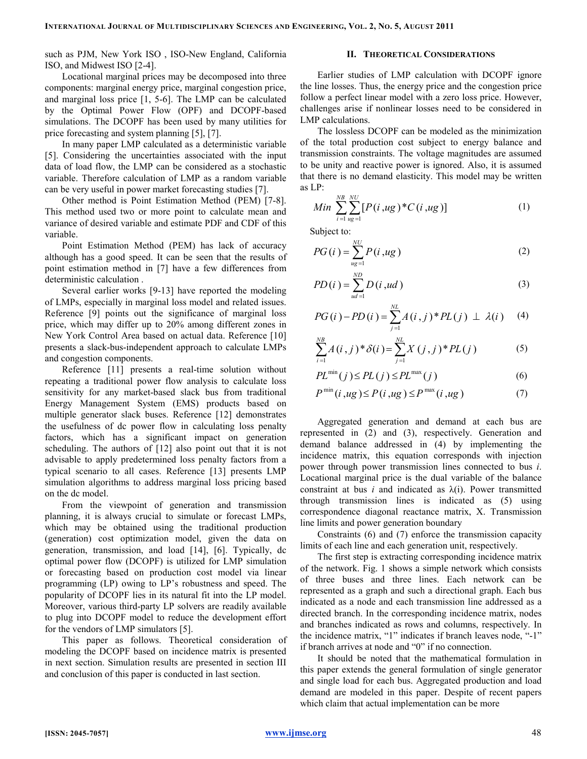such as PJM, New York ISO , ISO-New England, California ISO, and Midwest ISO [2-4].

Locational marginal prices may be decomposed into three components: marginal energy price, marginal congestion price, and marginal loss price [1, 5-6]. The LMP can be calculated by the Optimal Power Flow (OPF) and DCOPF-based simulations. The DCOPF has been used by many utilities for price forecasting and system planning [5], [7].

In many paper LMP calculated as a deterministic variable [5]. Considering the uncertainties associated with the input data of load flow, the LMP can be considered as a stochastic variable. Therefore calculation of LMP as a random variable can be very useful in power market forecasting studies [7].

Other method is Point Estimation Method (PEM) [7-8]. This method used two or more point to calculate mean and variance of desired variable and estimate PDF and CDF of this variable.

Point Estimation Method (PEM) has lack of accuracy although has a good speed. It can be seen that the results of point estimation method in [7] have a few differences from deterministic calculation .

Several earlier works [9-13] have reported the modeling of LMPs, especially in marginal loss model and related issues. Reference [9] points out the significance of marginal loss price, which may differ up to 20% among different zones in New York Control Area based on actual data. Reference [10] presents a slack-bus-independent approach to calculate LMPs and congestion components.

Reference [11] presents a real-time solution without repeating a traditional power flow analysis to calculate loss sensitivity for any market-based slack bus from traditional Energy Management System (EMS) products based on multiple generator slack buses. Reference [12] demonstrates the usefulness of dc power flow in calculating loss penalty factors, which has a significant impact on generation scheduling. The authors of [12] also point out that it is not advisable to apply predetermined loss penalty factors from a typical scenario to all cases. Reference [13] presents LMP simulation algorithms to address marginal loss pricing based on the dc model.

From the viewpoint of generation and transmission planning, it is always crucial to simulate or forecast LMPs, which may be obtained using the traditional production (generation) cost optimization model, given the data on generation, transmission, and load [14], [6]. Typically, dc optimal power flow (DCOPF) is utilized for LMP simulation or forecasting based on production cost model via linear programming (LP) owing to LP's robustness and speed. The popularity of DCOPF lies in its natural fit into the LP model. Moreover, various third-party LP solvers are readily available to plug into DCOPF model to reduce the development effort for the vendors of LMP simulators [5].

This paper as follows. Theoretical consideration of modeling the DCOPF based on incidence matrix is presented in next section. Simulation results are presented in section III and conclusion of this paper is conducted in last section.

## II. Theoretical Considerations

Earlier studies of LMP calculation with DCOPF ignore the line losses. Thus, the energy price and the congestion price follow a perfect linear model with a zero loss price. However, challenges arise if nonlinear losses need to be considered in LMP calculations.

The lossless DCOPF can be modeled as the minimization of the total production cost subject to energy balance and transmission constraints. The voltage magnitudes are assumed to be unity and reactive power is ignored. Also, it is assumed that there is no demand elasticity. This model may be written as LP:

$$Min \sum_{i=1}^{NB}\sum_{ug=1}^{NU}[P(i,ug)*C(i,ug)] \tag{1}$$

Subject to:

$$PG(i)=\sum_{ug=1}^{NU}P(i,ug) \tag{2}$$

$$PD(i)=\sum_{ud=1}^{ND}D(i,ud) \tag{3}$$

$$PG(i)-PD(i)=\sum_{j=1}^{NL}A(i,j)*PL(j)\ \perp\ \lambda(i) \tag{4}$$

$$\sum_{i=1}^{NB}A(i,j)*\delta(i)=\sum_{j=1}^{NL}X(j,j)*PL(j) \tag{5}$$

$$PL^{\min}(j)\le PL(j)\le PL^{\max}(j) \tag{6}$$

$$P^{\min}(i,ug)\le P(i,ug)\le P^{\max}(i,ug) \tag{7}$$

Aggregated generation and demand at each bus are represented in (2) and (3), respectively. Generation and demand balance addressed in (4) by implementing the incidence matrix, this equation corresponds with injection power through power transmission lines connected to bus *i*. Locational marginal price is the dual variable of the balance constraint at bus *i* and indicated as λ(i). Power transmitted through transmission lines is indicated as (5) using correspondence diagonal reactance matrix, X. Transmission line limits and power generation boundary

Constraints (6) and (7) enforce the transmission capacity limits of each line and each generation unit, respectively.

The first step is extracting corresponding incidence matrix of the network. Fig. 1 shows a simple network which consists of three buses and three lines. Each network can be represented as a graph and such a directional graph. Each bus indicated as a node and each transmission line addressed as a directed branch. In the corresponding incidence matrix, nodes and branches indicated as rows and columns, respectively. In the incidence matrix, "1" indicates if branch leaves node, "-1" if branch arrives at node and "0" if no connection.

It should be noted that the mathematical formulation in this paper extends the general formulation of single generator and single load for each bus. Aggregated production and load demand are modeled in this paper. Despite of recent papers which claim that actual implementation can be more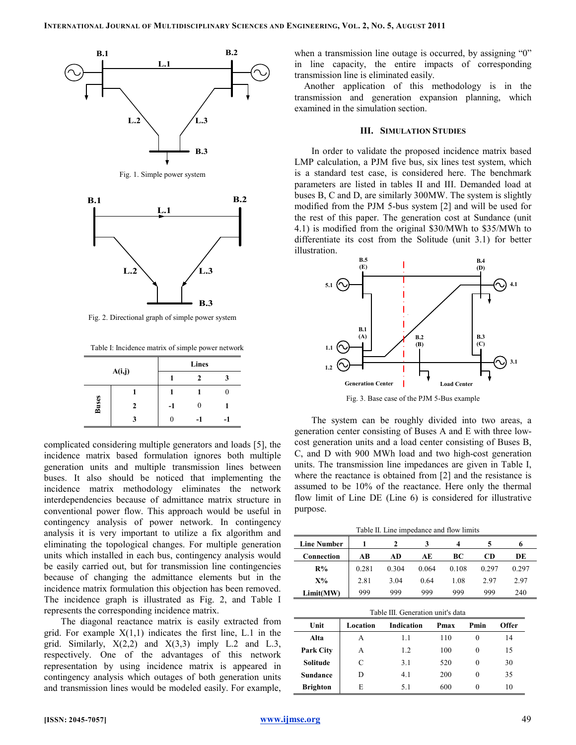Fig. 1. Simple power system

Fig. 2. Directional graph of simple power system

Table I: Incidence matrix of simple power network

| A(i,j) | | Lines | | |
|---|---|---|---|---|
| | | 1 | 2 | 3 |
| Buses | 1 | 1 | 1 | 0 |
| | 2 | -1 | 0 | 1 |
| | 3 | 0 | -1 | -1 |

complicated considering multiple generators and loads [5], the incidence matrix based formulation ignores both multiple generation units and multiple transmission lines between buses. It also should be noticed that implementing the incidence matrix methodology eliminates the network interdependencies because of admittance matrix structure in conventional power flow. This approach would be useful in contingency analysis of power network. In contingency analysis it is very important to utilize a fix algorithm and eliminating the topological changes. For multiple generation units which installed in each bus, contingency analysis would be easily carried out, but for transmission line contingencies because of changing the admittance elements but in the incidence matrix formulation this objection has been removed. The incidence graph is illustrated as Fig. 2, and Table I represents the corresponding incidence matrix.

The diagonal reactance matrix is easily extracted from grid. For example X(1,1) indicates the first line, L.1 in the grid. Similarly, X(2,2) and X(3,3) imply L.2 and L.3, respectively. One of the advantages of this network representation by using incidence matrix is appeared in contingency analysis which outages of both generation units and transmission lines would be modeled easily. For example, when a transmission line outage is occurred, by assigning "0" in line capacity, the entire impacts of corresponding transmission line is eliminated easily.

Another application of this methodology is in the transmission and generation expansion planning, which examined in the simulation section.

## III. Simulation Studies

In order to validate the proposed incidence matrix based LMP calculation, a PJM five bus, six lines test system, which is a standard test case, is considered here. The benchmark parameters are listed in tables II and III. Demanded load at buses B, C and D, are similarly 300MW. The system is slightly modified from the PJM 5-bus system [2] and will be used for the rest of this paper. The generation cost at Sundance (unit 4.1) is modified from the original \$30/MWh to \$35/MWh to differentiate its cost from the Solitude (unit 3.1) for better illustration.

Fig. 3. Base case of the PJM 5-Bus example

The system can be roughly divided into two areas, a generation center consisting of Buses A and E with three low-cost generation units and a load center consisting of Buses B, C, and D with 900 MWh load and two high-cost generation units. The transmission line impedances are given in Table I, where the reactance is obtained from [2] and the resistance is assumed to be 10% of the reactance. Here only the thermal flow limit of Line DE (Line 6) is considered for illustrative purpose.

Table II. Line impedance and flow limits

| Line Number | 1 | 2 | 3 | 4 | 5 | 6 |
|---|---|---|---|---|---|---|
| Connection | AB | AD | AE | BC | CD | DE |
| R% | 0.281 | 0.304 | 0.064 | 0.108 | 0.297 | 0.297 |
| X% | 2.81 | 3.04 | 0.64 | 1.08 | 2.97 | 2.97 |
| Limit(MW) | 999 | 999 | 999 | 999 | 999 | 240 |

Table III. Generation unit's data

| Unit | Location | Indication | Pmax | Pmin | Offer |
|---|---|---|---|---|---|
| Alta | A | 1.1 | 110 | 0 | 14 |
| Park City | A | 1.2 | 100 | 0 | 15 |
| Solitude | C | 3.1 | 520 | 0 | 30 |
| Sundance | D | 4.1 | 200 | 0 | 35 |
| Brighton | E | 5.1 | 600 | 0 | 10 |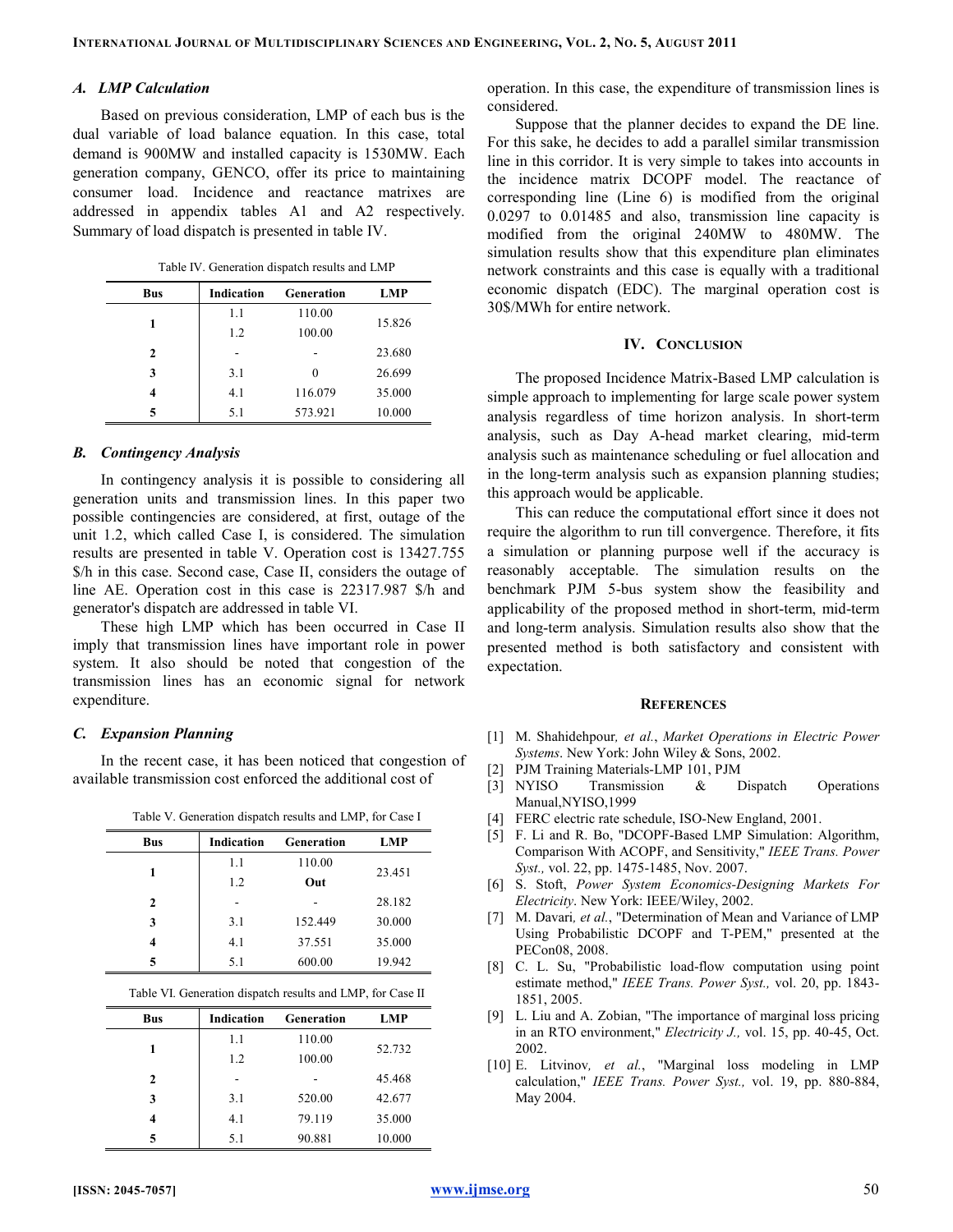### A. LMP Calculation

Based on previous consideration, LMP of each bus is the dual variable of load balance equation. In this case, total demand is 900MW and installed capacity is 1530MW. Each generation company, GENCO, offer its price to maintaining consumer load. Incidence and reactance matrixes are addressed in appendix tables A1 and A2 respectively. Summary of load dispatch is presented in table IV.

Table IV. Generation dispatch results and LMP

| Bus | Indication | Generation | LMP |
|---|---|---|---|
| 1 | 1.1 | 110.00 | 15.826 |
| | 1.2 | 100.00 | |
| 2 | - | - | 23.680 |
| 3 | 3.1 | 0 | 26.699 |
| 4 | 4.1 | 116.079 | 35.000 |
| 5 | 5.1 | 573.921 | 10.000 |

### B. Contingency Analysis

In contingency analysis it is possible to considering all generation units and transmission lines. In this paper two possible contingencies are considered, at first, outage of the unit 1.2, which called Case I, is considered. The simulation results are presented in table V. Operation cost is 13427.755 \$/h in this case. Second case, Case II, considers the outage of line AE. Operation cost in this case is 22317.987 \$/h and generator's dispatch are addressed in table VI.

These high LMP which has been occurred in Case II imply that transmission lines have important role in power system. It also should be noted that congestion of the transmission lines has an economic signal for network expenditure.

### C. Expansion Planning

In the recent case, it has been noticed that congestion of available transmission cost enforced the additional cost of operation. In this case, the expenditure of transmission lines is considered.

Table V. Generation dispatch results and LMP, for Case I

| Bus | Indication | Generation | LMP |
|---|---|---|---|
| 1 | 1.1 | 110.00 | 23.451 |
| | 1.2 | **Out** | |
| 2 | - | - | 28.182 |
| 3 | 3.1 | 152.449 | 30.000 |
| 4 | 4.1 | 37.551 | 35.000 |
| 5 | 5.1 | 600.00 | 19.942 |

Table VI. Generation dispatch results and LMP, for Case II

| Bus | Indication | Generation | LMP |
|---|---|---|---|
| 1 | 1.1 | 110.00 | 52.732 |
| | 1.2 | 100.00 | |
| 2 | - | - | 45.468 |
| 3 | 3.1 | 520.00 | 42.677 |
| 4 | 4.1 | 79.119 | 35.000 |
| 5 | 5.1 | 90.881 | 10.000 |

Suppose that the planner decides to expand the DE line. For this sake, he decides to add a parallel similar transmission line in this corridor. It is very simple to takes into accounts in the incidence matrix DCOPF model. The reactance of corresponding line (Line 6) is modified from the original 0.0297 to 0.01485 and also, transmission line capacity is modified from the original 240MW to 480MW. The simulation results show that this expenditure plan eliminates network constraints and this case is equally with a traditional economic dispatch (EDC). The marginal operation cost is 30\$/MWh for entire network.

## IV. Conclusion

The proposed Incidence Matrix-Based LMP calculation is simple approach to implementing for large scale power system analysis regardless of time horizon analysis. In short-term analysis, such as Day A-head market clearing, mid-term analysis such as maintenance scheduling or fuel allocation and in the long-term analysis such as expansion planning studies; this approach would be applicable.

This can reduce the computational effort since it does not require the algorithm to run till convergence. Therefore, it fits a simulation or planning purpose well if the accuracy is reasonably acceptable. The simulation results on the benchmark PJM 5-bus system show the feasibility and applicability of the proposed method in short-term, mid-term and long-term analysis. Simulation results also show that the presented method is both satisfactory and consistent with expectation.

## References

[1] M. Shahidehpour, *et al.*, *Market Operations in Electric Power Systems*. New York: John Wiley & Sons, 2002.

[2] PJM Training Materials-LMP 101, PJM

[3] NYISO Transmission & Dispatch Operations Manual,NYISO,1999

[4] FERC electric rate schedule, ISO-New England, 2001.

[5] F. Li and R. Bo, "DCOPF-Based LMP Simulation: Algorithm, Comparison With ACOPF, and Sensitivity," *IEEE Trans. Power Syst.,* vol. 22, pp. 1475-1485, Nov. 2007.

[6] S. Stoft, *Power System Economics-Designing Markets For Electricity*. New York: IEEE/Wiley, 2002.

[7] M. Davari, *et al.*, "Determination of Mean and Variance of LMP Using Probabilistic DCOPF and T-PEM," presented at the PECon08, 2008.

[8] C. L. Su, "Probabilistic load-flow computation using point estimate method," *IEEE Trans. Power Syst.,* vol. 20, pp. 1843-1851, 2005.

[9] L. Liu and A. Zobian, "The importance of marginal loss pricing in an RTO environment," *Electricity J.,* vol. 15, pp. 40-45, Oct. 2002.

[10] E. Litvinov, *et al.*, "Marginal loss modeling in LMP calculation," *IEEE Trans. Power Syst.,* vol. 19, pp. 880-884, May 2004.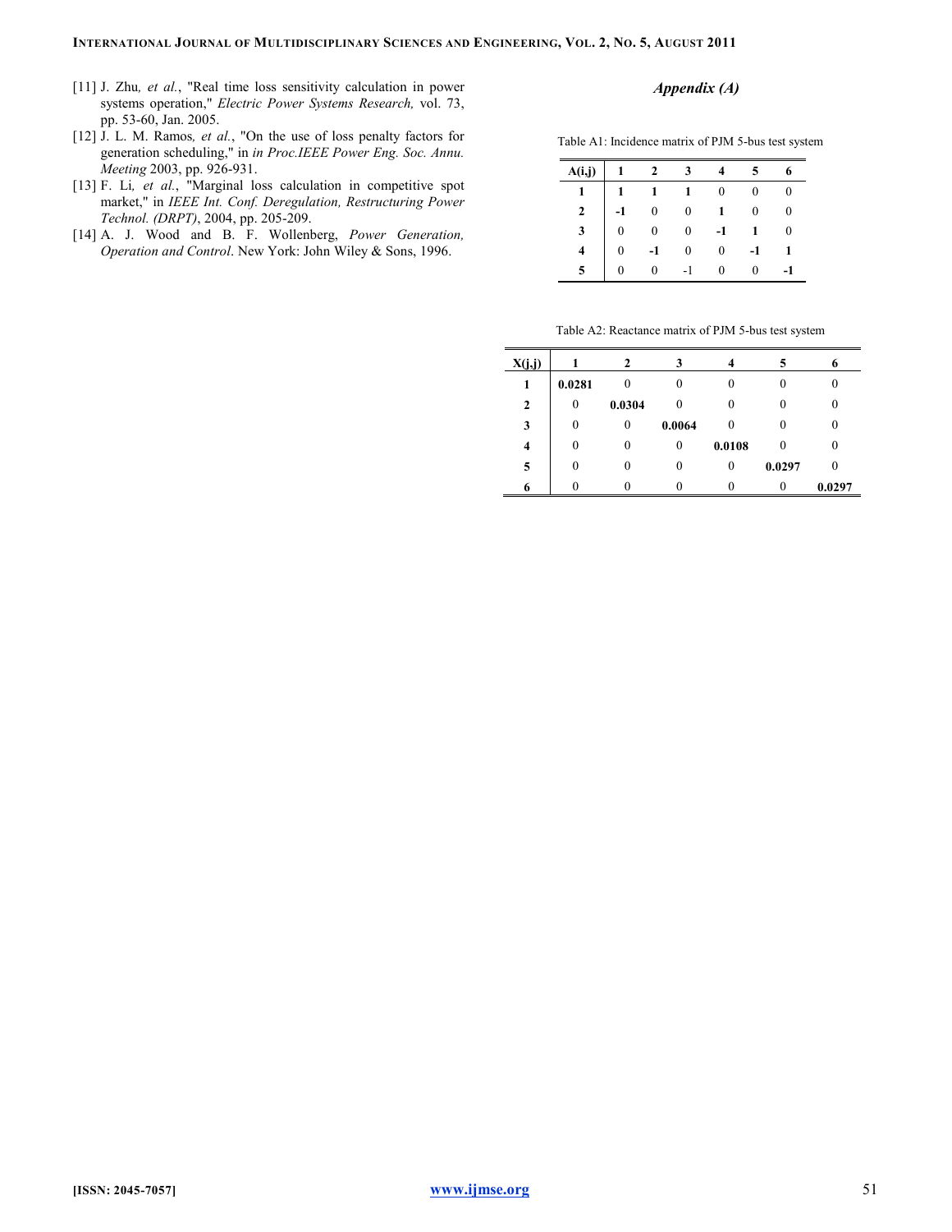[11] J. Zhu*, et al.*, "Real time loss sensitivity calculation in power systems operation," *Electric Power Systems Research,* vol. 73, pp. 53-60, Jan. 2005.

[12] J. L. M. Ramos*, et al.*, "On the use of loss penalty factors for generation scheduling," in *in Proc.IEEE Power Eng. Soc. Annu. Meeting* 2003, pp. 926-931.

[13] F. Li*, et al.*, "Marginal loss calculation in competitive spot market," in *IEEE Int. Conf. Deregulation, Restructuring Power Technol. (DRPT)*, 2004, pp. 205-209.

[14] A. J. Wood and B. F. Wollenberg, *Power Generation, Operation and Control*. New York: John Wiley & Sons, 1996.

## *Appendix (A)*

Table A1: Incidence matrix of PJM 5-bus test system

| A(i,j) | 1 | 2 | 3 | 4 | 5 | 6 |
|---|---|---|---|---|---|---|
| **1** | **1** | **1** | **1** | 0 | 0 | 0 |
| **2** | **-1** | 0 | 0 | **1** | 0 | 0 |
| **3** | 0 | 0 | 0 | **-1** | **1** | 0 |
| **4** | 0 | **-1** | 0 | 0 | **-1** | **1** |
| **5** | 0 | 0 | -1 | 0 | 0 | **-1** |

Table A2: Reactance matrix of PJM 5-bus test system

| X(j,j) | 1 | 2 | 3 | 4 | 5 | 6 |
|---|---|---|---|---|---|---|
| **1** | **0.0281** | 0 | 0 | 0 | 0 | 0 |
| **2** | 0 | **0.0304** | 0 | 0 | 0 | 0 |
| **3** | 0 | 0 | **0.0064** | 0 | 0 | 0 |
| **4** | 0 | 0 | 0 | **0.0108** | 0 | 0 |
| **5** | 0 | 0 | 0 | 0 | **0.0297** | 0 |
| **6** | 0 | 0 | 0 | 0 | 0 | **0.0297** |